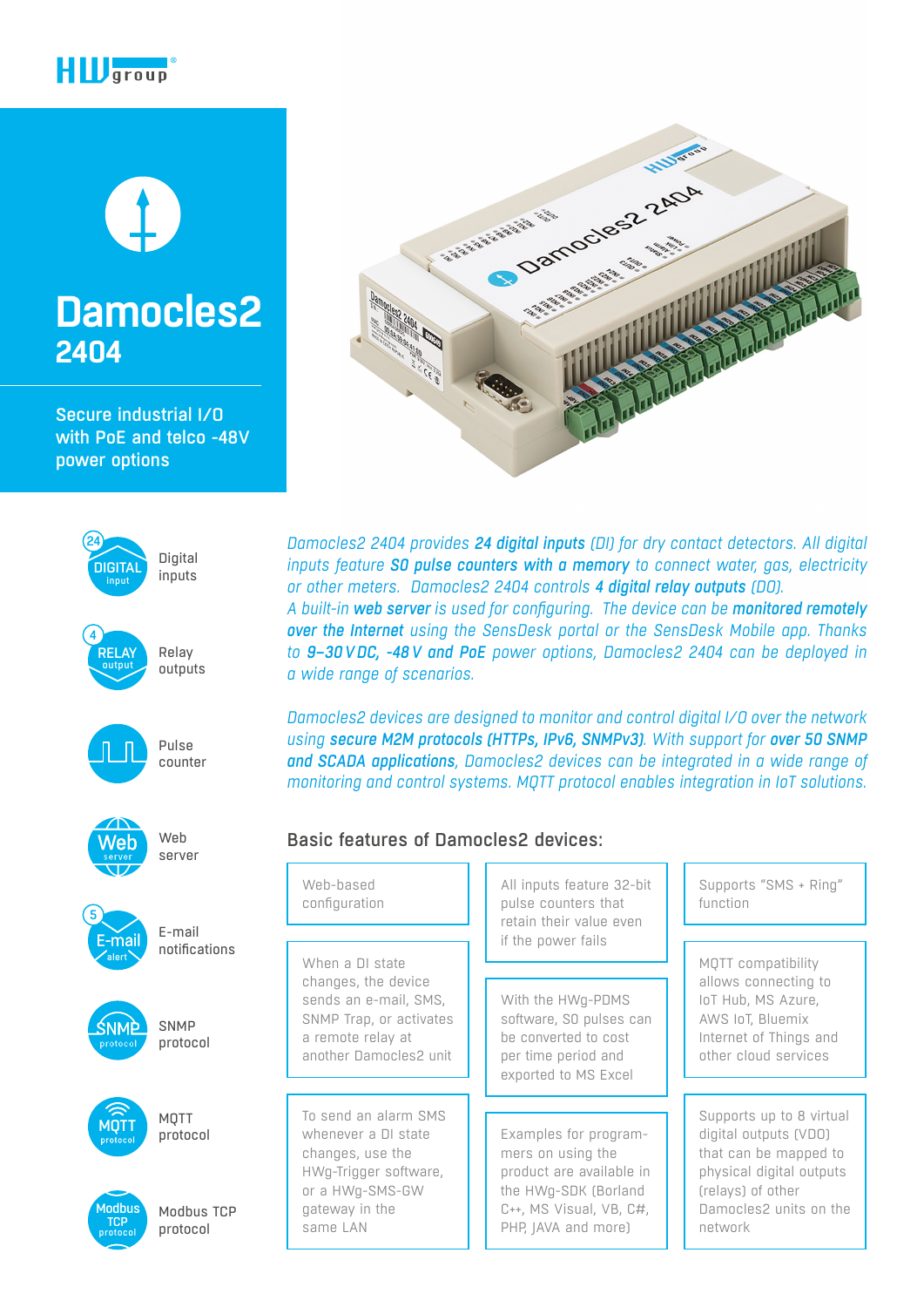# Damocles2 2404

Secure industrial I/O with PoE and telco -48V power options

- 24 DIGITAL input — Digital inputs
- 4 RELAY output — Relay outputs
- Pulse counter
- Web server — Web server
- 5 E-mail alert — E-mail notifications
- SNMP protocol — SNMP protocol
- MQTT protocol — MQTT protocol
- Modbus TCP protocol — Modbus TCP protocol

*Damocles2 2404 provides **24 digital inputs** (DI) for dry contact detectors. All digital inputs feature **S0 pulse counters with a memory** to connect water, gas, electricity or other meters. Damocles2 2404 controls **4 digital relay outputs** (DO).*
*A built-in **web server** is used for configuring. The device can be **monitored remotely over the Internet** using the SensDesk portal or the SensDesk Mobile app. Thanks to **9–30 V DC, -48 V and PoE** power options, Damocles2 2404 can be deployed in a wide range of scenarios.*

*Damocles2 devices are designed to monitor and control digital I/O over the network using **secure M2M protocols (HTTPs, IPv6, SNMPv3)**. With support for **over 50 SNMP and SCADA applications**, Damocles2 devices can be integrated in a wide range of monitoring and control systems. MQTT protocol enables integration in IoT solutions.*

## Basic features of Damocles2 devices:

- Web-based configuration
- When a DI state changes, the device sends an e-mail, SMS, SNMP Trap, or activates a remote relay at another Damocles2 unit
- To send an alarm SMS whenever a DI state changes, use the HWg-Trigger software, or a HWg-SMS-GW gateway in the same LAN
- All inputs feature 32-bit pulse counters that retain their value even if the power fails
- With the HWg-PDMS software, S0 pulses can be converted to cost per time period and exported to MS Excel
- Examples for programmers on using the product are available in the HWg-SDK (Borland C++, MS Visual, VB, C#, PHP, JAVA and more)
- Supports “SMS + Ring” function
- MQTT compatibility allows connecting to IoT Hub, MS Azure, AWS IoT, Bluemix Internet of Things and other cloud services
- Supports up to 8 virtual digital outputs (VDO) that can be mapped to physical digital outputs (relays) of other Damocles2 units on the network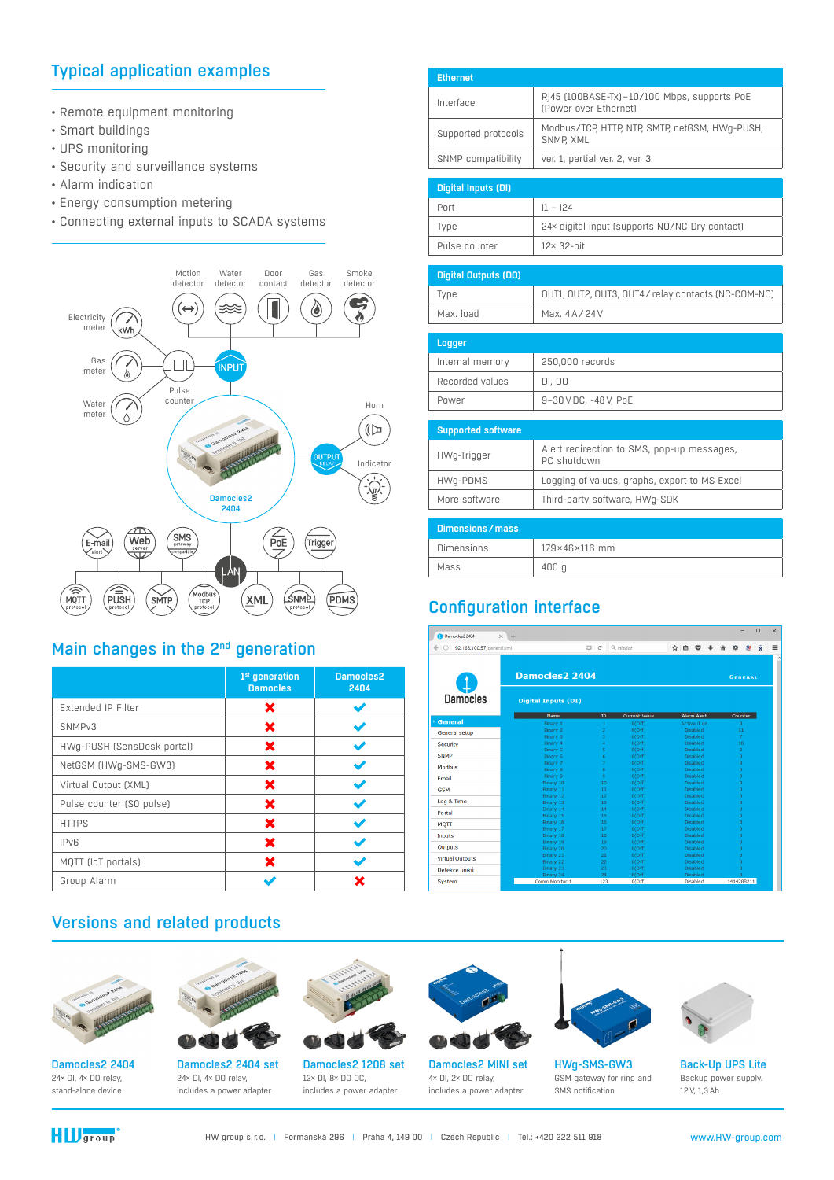## Typical application examples

- Remote equipment monitoring
- Smart buildings
- UPS monitoring
- Security and surveillance systems
- Alarm indication
- Energy consumption metering
- Connecting external inputs to SCADA systems

Motion detector
Water detector
Door contact
Gas detector
Smoke detector
Electricity meter
Gas meter
Water meter
Pulse counter
INPUT
Horn
OUTPUT RELAY
Indicator
Damocles2 2404
E-mail
Web server
SMS gateway compatible
PoE
Trigger
LAN
MQTT protocol
PUSH protocol
SMTP
Modbus TCP protocol
XML
SNMP protocol
PDMS

## Main changes in the 2nd generation

| | 1st generation Damocles | Damocles2 2404 |
|---|---|---|
| Extended IP Filter | ✗ | ✓ |
| SNMPv3 | ✗ | ✓ |
| HWg-PUSH (SensDesk portal) | ✗ | ✓ |
| NetGSM (HWg-SMS-GW3) | ✗ | ✓ |
| Virtual Output (XML) | ✗ | ✓ |
| Pulse counter (S0 pulse) | ✗ | ✓ |
| HTTPS | ✗ | ✓ |
| IPv6 | ✗ | ✓ |
| MQTT (IoT portals) | ✗ | ✓ |
| Group Alarm | ✓ | ✗ |

| Ethernet | |
|---|---|
| Interface | RJ45 (100BASE-Tx) – 10/100 Mbps, supports PoE (Power over Ethernet) |
| Supported protocols | Modbus/TCP, HTTP, NTP, SMTP, netGSM, HWg-PUSH, SNMP, XML |
| SNMP compatibility | ver. 1, partial ver. 2, ver. 3 |

| Digital Inputs (DI) | |
|---|---|
| Port | I1 – I24 |
| Type | 24× digital input (supports NO/NC Dry contact) |
| Pulse counter | 12× 32-bit |

| Digital Outputs (DO) | |
|---|---|
| Type | OUT1, OUT2, OUT3, OUT4 / relay contacts (NC-COM-NO) |
| Max. load | Max. 4 A / 24 V |

| Logger | |
|---|---|
| Internal memory | 250,000 records |
| Recorded values | DI, DO |
| Power | 9–30 V DC, -48 V, PoE |

| Supported software | |
|---|---|
| HWg-Trigger | Alert redirection to SMS, pop-up messages, PC shutdown |
| HWg-PDMS | Logging of values, graphs, export to MS Excel |
| More software | Third-party software, HWg-SDK |

| Dimensions / mass | |
|---|---|
| Dimensions | 179×46×116 mm |
| Mass | 400 g |

## Configuration interface

## Versions and related products

**Damocles2 2404**
24× DI, 4× DO relay, stand-alone device

**Damocles2 2404 set**
24× DI, 4× DO relay, includes a power adapter

**Damocles2 1208 set**
12× DI, 8× DO OC, includes a power adapter

**Damocles2 MINI set**
4× DI, 2× DO relay, includes a power adapter

**HWg-SMS-GW3**
GSM gateway for ring and SMS notification

**Back-Up UPS Lite**
Backup power supply. 12 V, 1,3 Ah

HW group s.r.o. | Formanská 296 | Praha 4, 149 00 | Czech Republic | Tel.: +420 222 511 918 www.HW-group.com